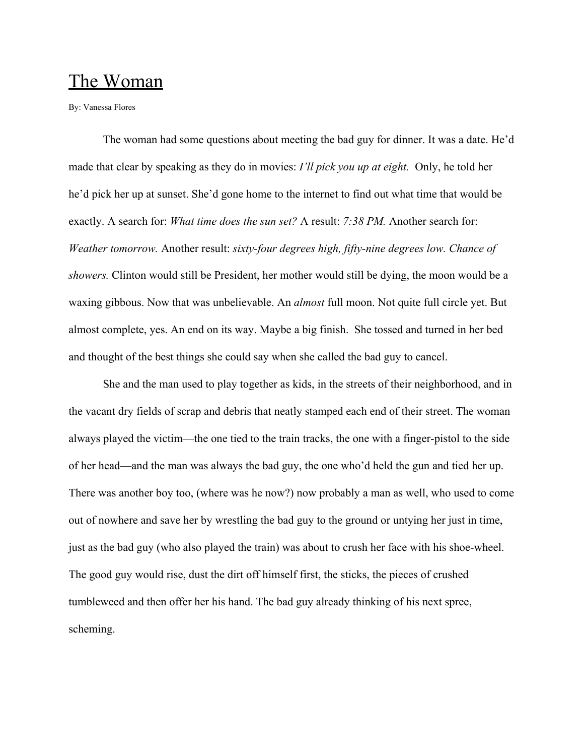# The Woman

By: Vanessa Flores

The woman had some questions about meeting the bad guy for dinner. It was a date. He'd made that clear by speaking as they do in movies: *I'll pick you up at eight.* Only, he told her he'd pick her up at sunset. She'd gone home to the internet to find out what time that would be exactly. A search for: *What time does the sun set?* A result: *7:38 PM.* Another search for: *Weather tomorrow.* Another result: *sixty-four degrees high, fifty-nine degrees low. Chance of showers.* Clinton would still be President, her mother would still be dying, the moon would be a waxing gibbous. Now that was unbelievable. An *almost* full moon. Not quite full circle yet. But almost complete, yes. An end on its way. Maybe a big finish. She tossed and turned in her bed and thought of the best things she could say when she called the bad guy to cancel.

She and the man used to play together as kids, in the streets of their neighborhood, and in the vacant dry fields of scrap and debris that neatly stamped each end of their street. The woman always played the victim—the one tied to the train tracks, the one with a finger-pistol to the side of her head—and the man was always the bad guy, the one who'd held the gun and tied her up. There was another boy too, (where was he now?) now probably a man as well, who used to come out of nowhere and save her by wrestling the bad guy to the ground or untying her just in time, just as the bad guy (who also played the train) was about to crush her face with his shoe-wheel. The good guy would rise, dust the dirt off himself first, the sticks, the pieces of crushed tumbleweed and then offer her his hand. The bad guy already thinking of his next spree, scheming.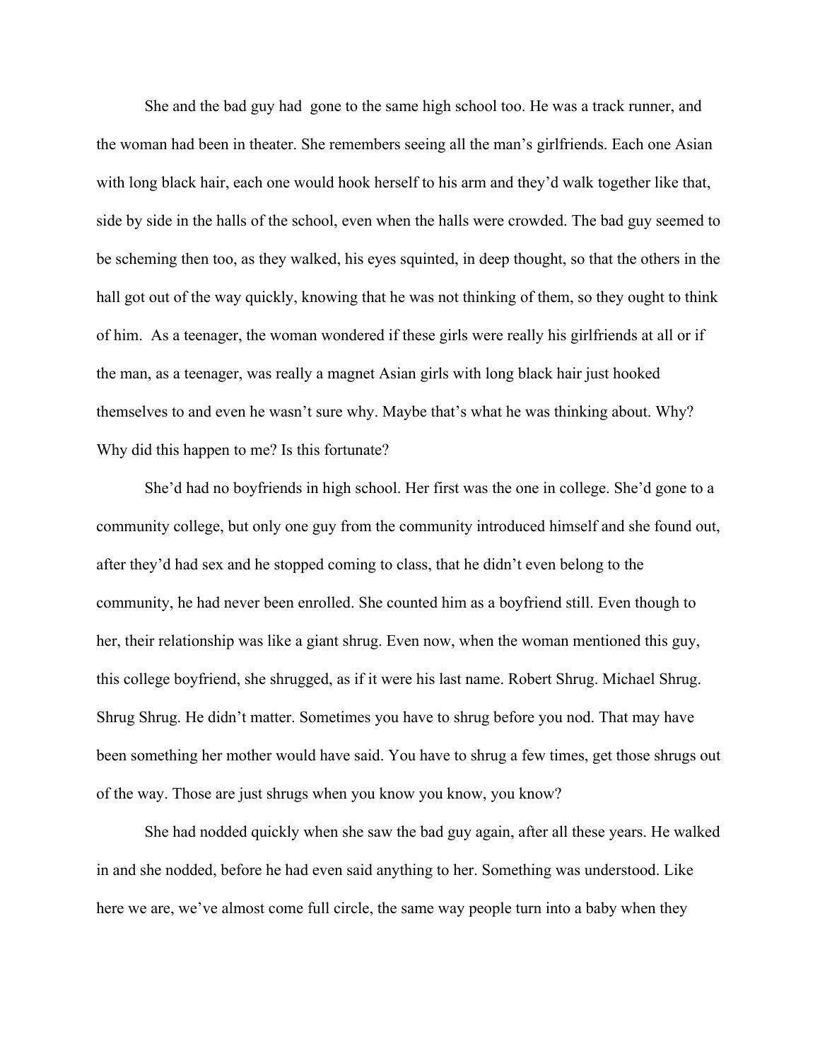She and the bad guy had gone to the same high school too. He was a track runner, and the woman had been in theater. She remembers seeing all the man's girlfriends. Each one Asian with long black hair, each one would hook herself to his arm and they'd walk together like that, side by side in the halls of the school, even when the halls were crowded. The bad guy seemed to be scheming then too, as they walked, his eyes squinted, in deep thought, so that the others in the hall got out of the way quickly, knowing that he was not thinking of them, so they ought to think of him. As a teenager, the woman wondered if these girls were really his girlfriends at all or if the man, as a teenager, was really a magnet Asian girls with long black hair just hooked themselves to and even he wasn't sure why. Maybe that's what he was thinking about. Why? Why did this happen to me? Is this fortunate?

She'd had no boyfriends in high school. Her first was the one in college. She'd gone to a community college, but only one guy from the community introduced himself and she found out, after they'd had sex and he stopped coming to class, that he didn't even belong to the community, he had never been enrolled. She counted him as a boyfriend still. Even though to her, their relationship was like a giant shrug. Even now, when the woman mentioned this guy, this college boyfriend, she shrugged, as if it were his last name. Robert Shrug. Michael Shrug. Shrug Shrug. He didn't matter. Sometimes you have to shrug before you nod. That may have been something her mother would have said. You have to shrug a few times, get those shrugs out of the way. Those are just shrugs when you know you know, you know?

She had nodded quickly when she saw the bad guy again, after all these years. He walked in and she nodded, before he had even said anything to her. Something was understood. Like here we are, we've almost come full circle, the same way people turn into a baby when they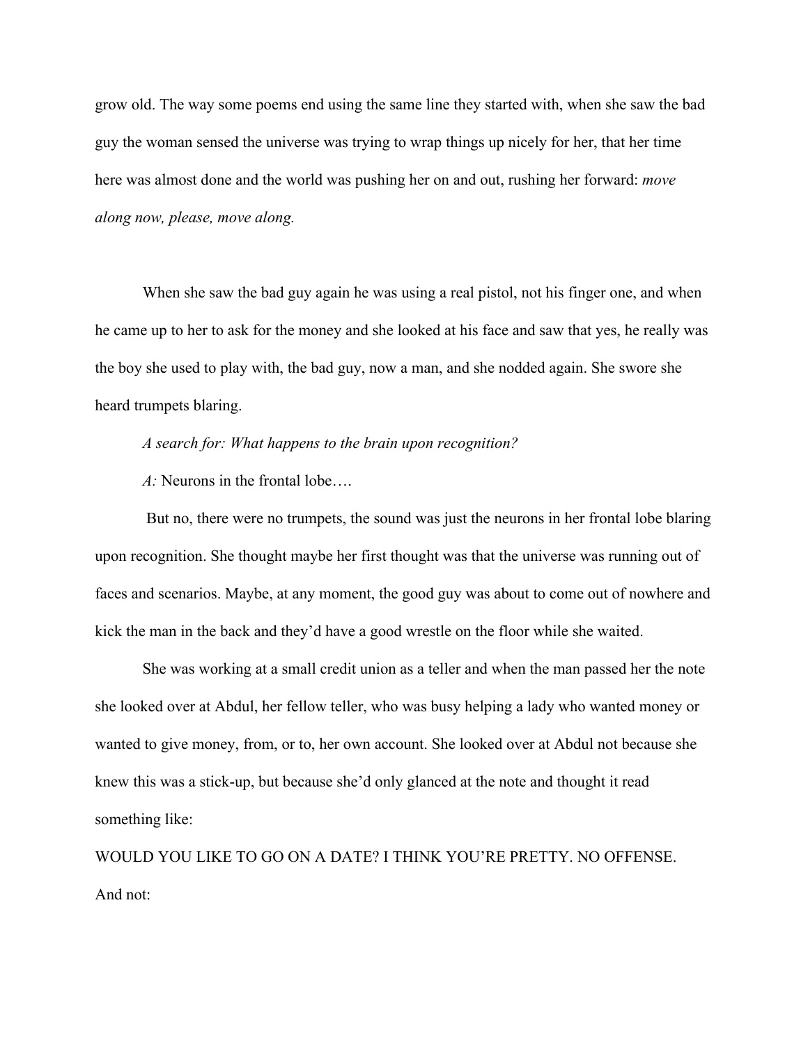grow old. The way some poems end using the same line they started with, when she saw the bad guy the woman sensed the universe was trying to wrap things up nicely for her, that her time here was almost done and the world was pushing her on and out, rushing her forward: *move along now, please, move along.*

When she saw the bad guy again he was using a real pistol, not his finger one, and when he came up to her to ask for the money and she looked at his face and saw that yes, he really was the boy she used to play with, the bad guy, now a man, and she nodded again. She swore she heard trumpets blaring.

*A search for: What happens to the brain upon recognition?*

*A:* Neurons in the frontal lobe….

But no, there were no trumpets, the sound was just the neurons in her frontal lobe blaring upon recognition. She thought maybe her first thought was that the universe was running out of faces and scenarios. Maybe, at any moment, the good guy was about to come out of nowhere and kick the man in the back and they'd have a good wrestle on the floor while she waited.

She was working at a small credit union as a teller and when the man passed her the note she looked over at Abdul, her fellow teller, who was busy helping a lady who wanted money or wanted to give money, from, or to, her own account. She looked over at Abdul not because she knew this was a stick-up, but because she'd only glanced at the note and thought it read something like:

WOULD YOU LIKE TO GO ON A DATE? I THINK YOU'RE PRETTY. NO OFFENSE.

And not: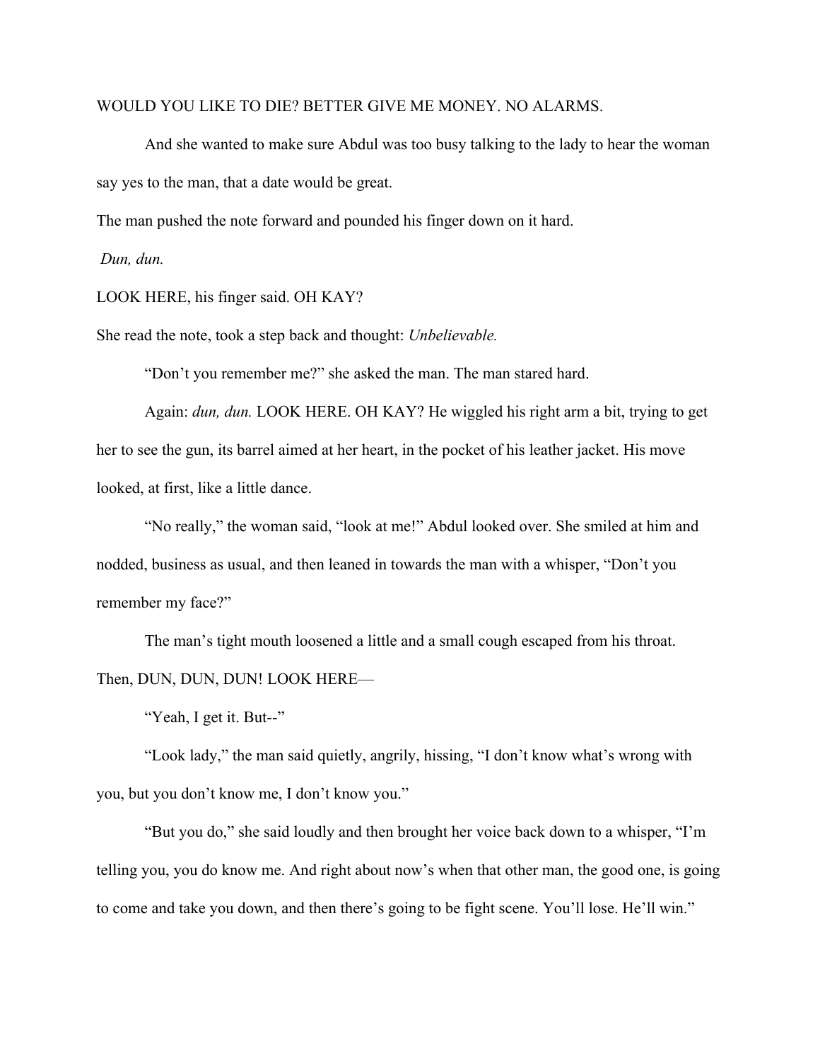WOULD YOU LIKE TO DIE? BETTER GIVE ME MONEY. NO ALARMS.

And she wanted to make sure Abdul was too busy talking to the lady to hear the woman say yes to the man, that a date would be great.

The man pushed the note forward and pounded his finger down on it hard.

*Dun, dun.*

LOOK HERE, his finger said. OH KAY?

She read the note, took a step back and thought: *Unbelievable.*

"Don't you remember me?" she asked the man. The man stared hard.

Again: *dun, dun.* LOOK HERE. OH KAY? He wiggled his right arm a bit, trying to get her to see the gun, its barrel aimed at her heart, in the pocket of his leather jacket. His move looked, at first, like a little dance.

"No really," the woman said, "look at me!" Abdul looked over. She smiled at him and nodded, business as usual, and then leaned in towards the man with a whisper, "Don't you remember my face?"

The man's tight mouth loosened a little and a small cough escaped from his throat. Then, DUN, DUN, DUN! LOOK HERE—

"Yeah, I get it. But--"

"Look lady," the man said quietly, angrily, hissing, "I don't know what's wrong with you, but you don't know me, I don't know you."

"But you do," she said loudly and then brought her voice back down to a whisper, "I'm telling you, you do know me. And right about now's when that other man, the good one, is going to come and take you down, and then there's going to be fight scene. You'll lose. He'll win."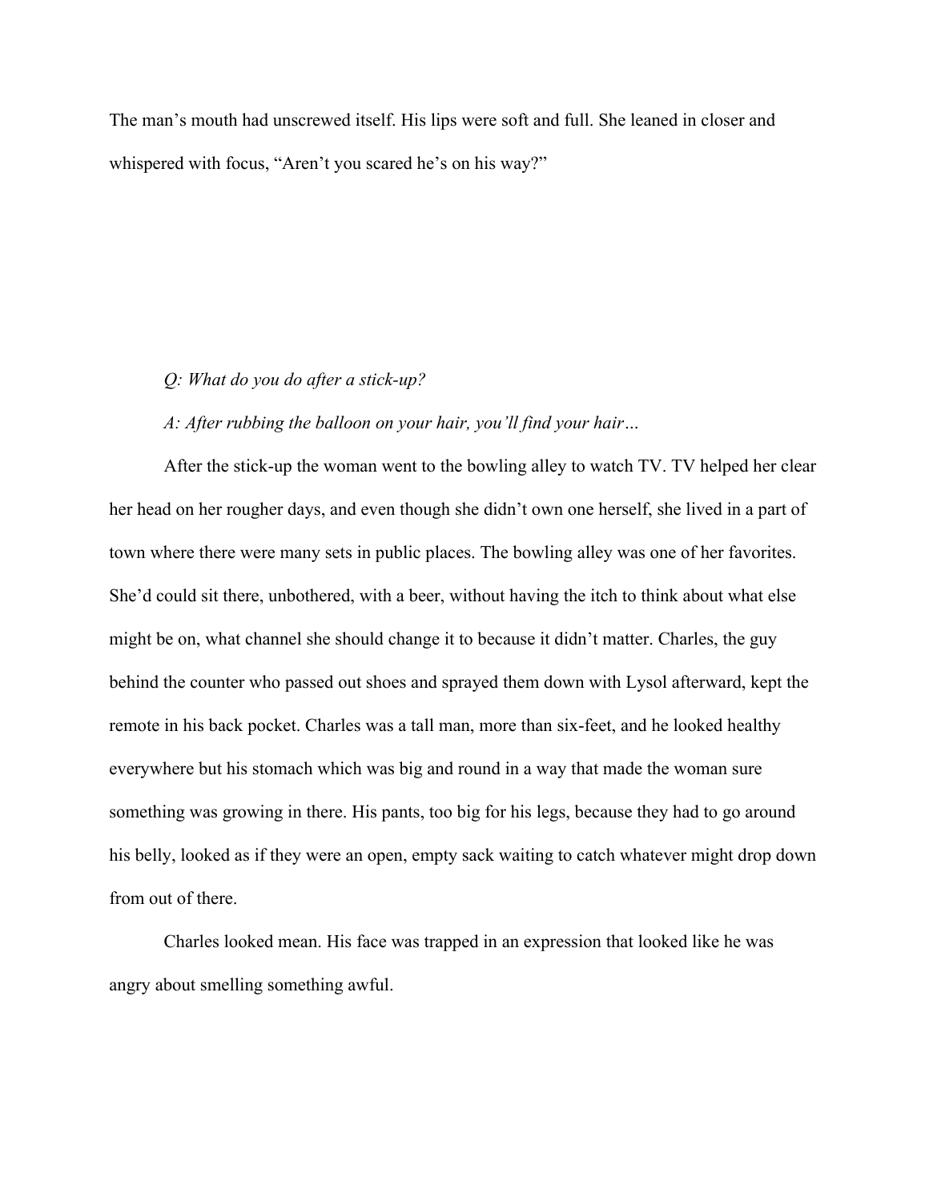The man's mouth had unscrewed itself. His lips were soft and full. She leaned in closer and whispered with focus, "Aren't you scared he's on his way?"

*Q: What do you do after a stick-up?*

*A: After rubbing the balloon on your hair, you'll find your hair…*

After the stick-up the woman went to the bowling alley to watch TV. TV helped her clear her head on her rougher days, and even though she didn't own one herself, she lived in a part of town where there were many sets in public places. The bowling alley was one of her favorites. She'd could sit there, unbothered, with a beer, without having the itch to think about what else might be on, what channel she should change it to because it didn't matter. Charles, the guy behind the counter who passed out shoes and sprayed them down with Lysol afterward, kept the remote in his back pocket. Charles was a tall man, more than six-feet, and he looked healthy everywhere but his stomach which was big and round in a way that made the woman sure something was growing in there. His pants, too big for his legs, because they had to go around his belly, looked as if they were an open, empty sack waiting to catch whatever might drop down from out of there.

Charles looked mean. His face was trapped in an expression that looked like he was angry about smelling something awful.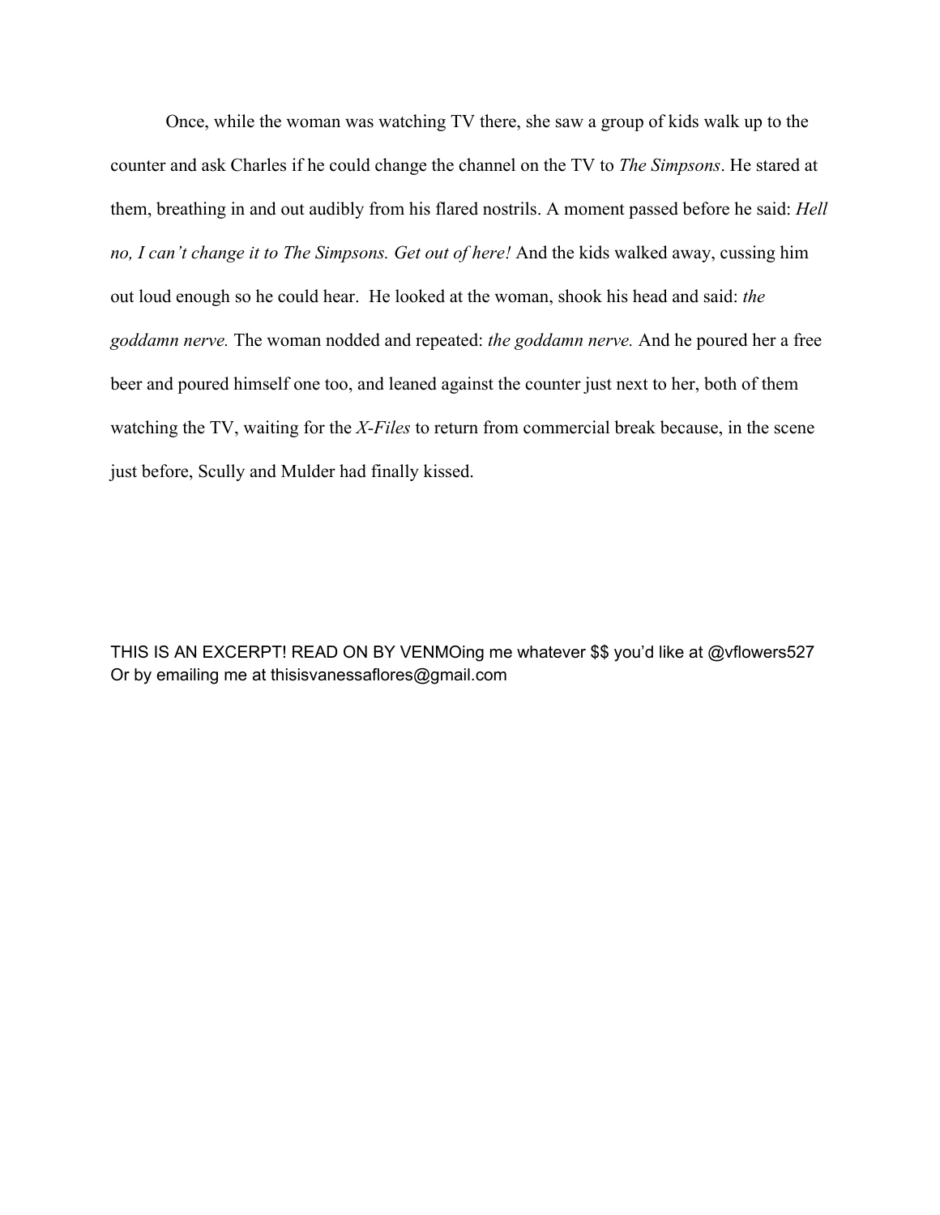Once, while the woman was watching TV there, she saw a group of kids walk up to the counter and ask Charles if he could change the channel on the TV to *The Simpsons*. He stared at them, breathing in and out audibly from his flared nostrils. A moment passed before he said: *Hell no, I can't change it to The Simpsons. Get out of here!* And the kids walked away, cussing him out loud enough so he could hear.  He looked at the woman, shook his head and said: *the goddamn nerve.* The woman nodded and repeated: *the goddamn nerve.* And he poured her a free beer and poured himself one too, and leaned against the counter just next to her, both of them watching the TV, waiting for the *X-Files* to return from commercial break because, in the scene just before, Scully and Mulder had finally kissed.

THIS IS AN EXCERPT! READ ON BY VENMOing me whatever $$ you'd like at @vflowers527
Or by emailing me at thisisvanessaflores@gmail.com